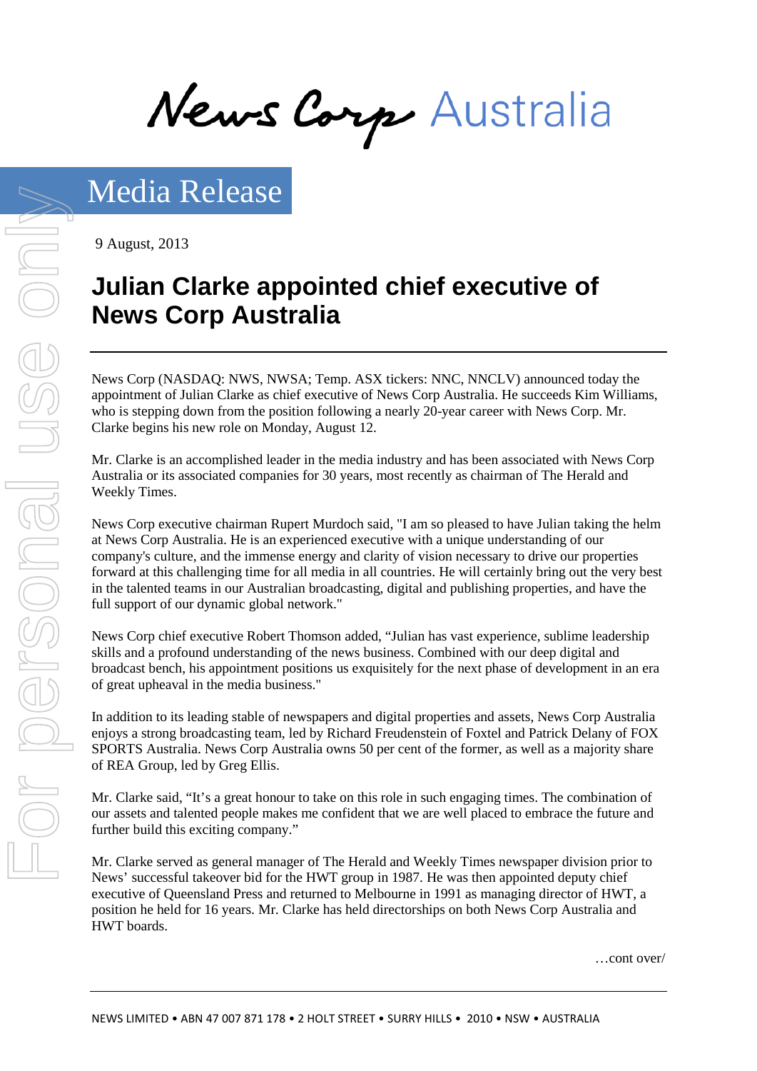News Corp Australia

## Media Release

9 August, 2013

# Julian Clarke appointed chief executive of News Corp Australia

News Corp (NASDAQ: NWS, NWSA; Temp. ASX tickers: NNC, NNCLV) announced today the appointment of Julian Clarke as chief executive of News Corp Australia. He succeeds Kim Williams, who is stepping down from the position following a nearly 20-year career with News Corp. Mr. Clarke begins his new role on Monday, August 12.

Mr. Clarke is an accomplished leader in the media industry and has been associated with News Corp Australia or its associated companies for 30 years, most recently as chairman of The Herald and Weekly Times.

News Corp executive chairman Rupert Murdoch said, "I am so pleased to have Julian taking the helm at News Corp Australia. He is an experienced executive with a unique understanding of our company's culture, and the immense energy and clarity of vision necessary to drive our properties forward at this challenging time for all media in all countries. He will certainly bring out the very best in the talented teams in our Australian broadcasting, digital and publishing properties, and have the full support of our dynamic global network."

News Corp chief executive Robert Thomson added, "Julian has vast experience, sublime leadership skills and a profound understanding of the news business. Combined with our deep digital and broadcast bench, his appointment positions us exquisitely for the next phase of development in an era of great upheaval in the media business."

In addition to its leading stable of newspapers and digital properties and assets, News Corp Australia enjoys a strong broadcasting team, led by Richard Freudenstein of Foxtel and Patrick Delany of FOX SPORTS Australia. News Corp Australia owns 50 per cent of the former, as well as a majority share of REA Group, led by Greg Ellis.

Mr. Clarke said, "It's a great honour to take on this role in such engaging times. The combination of our assets and talented people makes me confident that we are well placed to embrace the future and further build this exciting company."

Mr. Clarke served as general manager of The Herald and Weekly Times newspaper division prior to News' successful takeover bid for the HWT group in 1987. He was then appointed deputy chief executive of Queensland Press and returned to Melbourne in 1991 as managing director of HWT, a position he held for 16 years. Mr. Clarke has held directorships on both News Corp Australia and HWT boards.

…cont over/

NEWS LIMITED • ABN 47 007 871 178 • 2 HOLT STREET • SURRY HILLS • 2010 • NSW • AUSTRALIA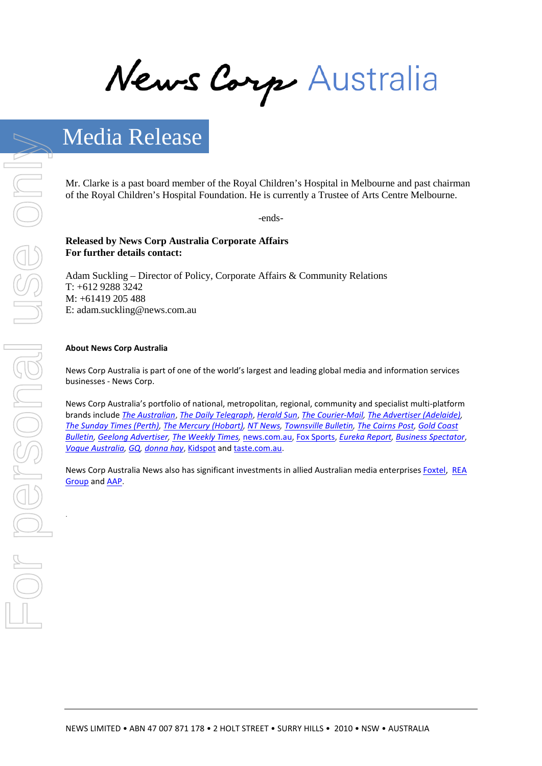Mr. Clarke is a past board member of the Royal Children's Hospital in Melbourne and past chairman of the Royal Children's Hospital Foundation. He is currently a Trustee of Arts Centre Melbourne.

-ends-

**Released by News Corp Australia Corporate Affairs**
**For further details contact:**

Adam Suckling – Director of Policy, Corporate Affairs & Community Relations
T: +612 9288 3242
M: +61419 205 488
E: adam.suckling@news.com.au

**About News Corp Australia**

News Corp Australia is part of one of the world's largest and leading global media and information services businesses - News Corp.

News Corp Australia's portfolio of national, metropolitan, regional, community and specialist multi-platform brands include *The Australian*, *The Daily Telegraph*, *Herald Sun*, *The Courier-Mail*, *The Advertiser (Adelaide)*, *The Sunday Times (Perth)*, *The Mercury (Hobart)*, *NT News*, *Townsville Bulletin*, *The Cairns Post*, *Gold Coast Bulletin*, *Geelong Advertiser*, *The Weekly Times*, news.com.au, Fox Sports, *Eureka Report*, *Business Spectator*, *Vogue Australia*, *GQ*, *donna hay*, Kidspot and taste.com.au.

News Corp Australia News also has significant investments in allied Australian media enterprises Foxtel, REA Group and AAP.